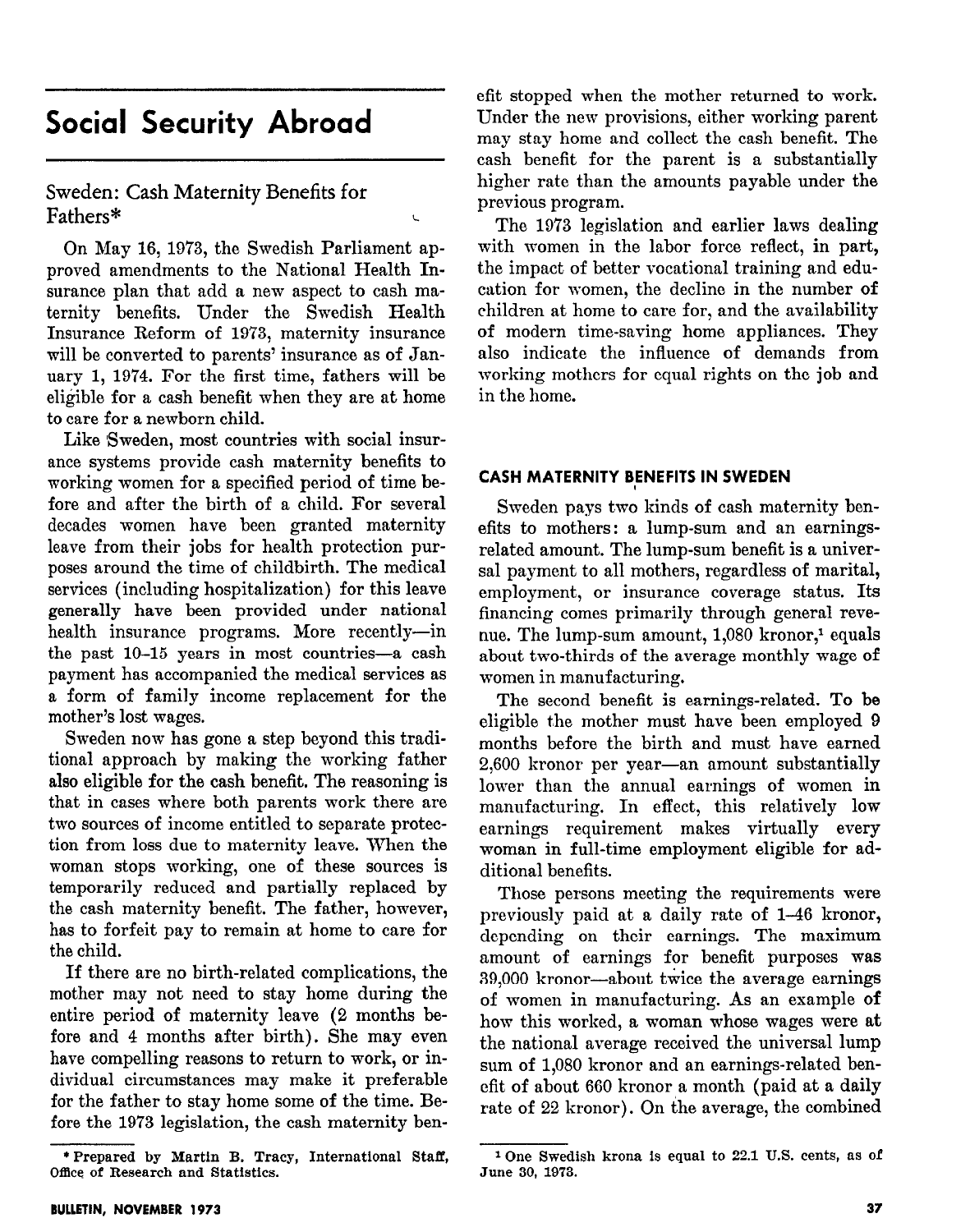# Social Security Abroad

## Sweden: Cash Maternity Benefits for Fathers*

On May 16, 1973, the Swedish Parliament approved amendments to the National Health Insurance plan that add a new aspect to cash maternity benefits. Under the Swedish Health Insurance Reform of 1973, maternity insurance will be converted to parents' insurance as of January 1, 1974. For the first time, fathers will be eligible for a cash benefit when they are at home to care for a newborn child.

Like Sweden, most countries with social insurance systems provide cash maternity benefits to working women for a specified period of time before and after the birth of a child. For several decades women have been granted maternity leave from their jobs for health protection purposes around the time of childbirth. The medical services (including hospitalization) for this leave generally have been provided under national health insurance programs. More recently—in the past 10–15 years in most countries—a cash payment has accompanied the medical services as a form of family income replacement for the mother's lost wages.

Sweden now has gone a step beyond this traditional approach by making the working father also eligible for the cash benefit. The reasoning is that in cases where both parents work there are two sources of income entitled to separate protection from loss due to maternity leave. When the woman stops working, one of these sources is temporarily reduced and partially replaced by the cash maternity benefit. The father, however, has to forfeit pay to remain at home to care for the child.

If there are no birth-related complications, the mother may not need to stay home during the entire period of maternity leave (2 months before and 4 months after birth). She may even have compelling reasons to return to work, or individual circumstances may make it preferable for the father to stay home some of the time. Before the 1973 legislation, the cash maternity benefit stopped when the mother returned to work. Under the new provisions, either working parent may stay home and collect the cash benefit. The cash benefit for the parent is a substantially higher rate than the amounts payable under the previous program.

The 1973 legislation and earlier laws dealing with women in the labor force reflect, in part, the impact of better vocational training and education for women, the decline in the number of children at home to care for, and the availability of modern time-saving home appliances. They also indicate the influence of demands from working mothers for equal rights on the job and in the home.

\* Prepared by Martin B. Tracy, International Staff, Office of Research and Statistics.

### CASH MATERNITY BENEFITS IN SWEDEN

Sweden pays two kinds of cash maternity benefits to mothers: a lump-sum and an earnings-related amount. The lump-sum benefit is a universal payment to all mothers, regardless of marital, employment, or insurance coverage status. Its financing comes primarily through general revenue. The lump-sum amount, 1,080 kronor,[1] equals about two-thirds of the average monthly wage of women in manufacturing.

The second benefit is earnings-related. To be eligible the mother must have been employed 9 months before the birth and must have earned 2,600 kronor per year—an amount substantially lower than the annual earnings of women in manufacturing. In effect, this relatively low earnings requirement makes virtually every woman in full-time employment eligible for additional benefits.

Those persons meeting the requirements were previously paid at a daily rate of 1–46 kronor, depending on their earnings. The maximum amount of earnings for benefit purposes was 39,000 kronor—about twice the average earnings of women in manufacturing. As an example of how this worked, a woman whose wages were at the national average received the universal lump sum of 1,080 kronor and an earnings-related benefit of about 660 kronor a month (paid at a daily rate of 22 kronor). On the average, the combined

[1] One Swedish krona is equal to 22.1 U.S. cents, as of June 30, 1973.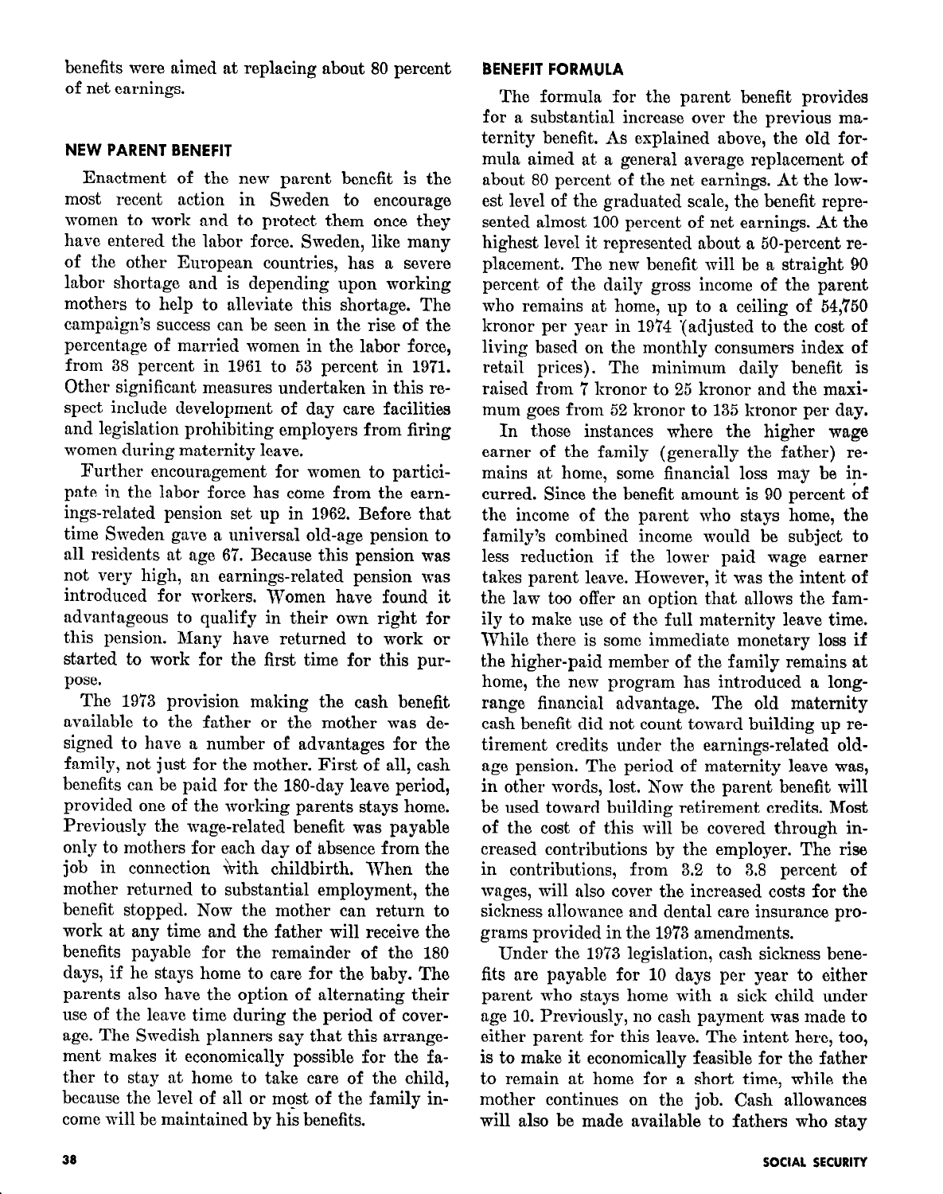benefits were aimed at replacing about 80 percent of net earnings.

## NEW PARENT BENEFIT

Enactment of the new parent benefit is the most recent action in Sweden to encourage women to work and to protect them once they have entered the labor force. Sweden, like many of the other European countries, has a severe labor shortage and is depending upon working mothers to help to alleviate this shortage. The campaign's success can be seen in the rise of the percentage of married women in the labor force, from 38 percent in 1961 to 53 percent in 1971. Other significant measures undertaken in this respect include development of day care facilities and legislation prohibiting employers from firing women during maternity leave.

Further encouragement for women to participate in the labor force has come from the earnings-related pension set up in 1962. Before that time Sweden gave a universal old-age pension to all residents at age 67. Because this pension was not very high, an earnings-related pension was introduced for workers. Women have found it advantageous to qualify in their own right for this pension. Many have returned to work or started to work for the first time for this purpose.

The 1973 provision making the cash benefit available to the father or the mother was designed to have a number of advantages for the family, not just for the mother. First of all, cash benefits can be paid for the 180-day leave period, provided one of the working parents stays home. Previously the wage-related benefit was payable only to mothers for each day of absence from the job in connection with childbirth. When the mother returned to substantial employment, the benefit stopped. Now the mother can return to work at any time and the father will receive the benefits payable for the remainder of the 180 days, if he stays home to care for the baby. The parents also have the option of alternating their use of the leave time during the period of coverage. The Swedish planners say that this arrangement makes it economically possible for the father to stay at home to take care of the child, because the level of all or most of the family income will be maintained by his benefits.

## BENEFIT FORMULA

The formula for the parent benefit provides for a substantial increase over the previous maternity benefit. As explained above, the old formula aimed at a general average replacement of about 80 percent of the net earnings. At the lowest level of the graduated scale, the benefit represented almost 100 percent of net earnings. At the highest level it represented about a 50-percent replacement. The new benefit will be a straight 90 percent of the daily gross income of the parent who remains at home, up to a ceiling of 54,750 kronor per year in 1974 (adjusted to the cost of living based on the monthly consumers index of retail prices). The minimum daily benefit is raised from 7 kronor to 25 kronor and the maximum goes from 52 kronor to 135 kronor per day.

In those instances where the higher wage earner of the family (generally the father) remains at home, some financial loss may be incurred. Since the benefit amount is 90 percent of the income of the parent who stays home, the family's combined income would be subject to less reduction if the lower paid wage earner takes parent leave. However, it was the intent of the law too offer an option that allows the family to make use of the full maternity leave time. While there is some immediate monetary loss if the higher-paid member of the family remains at home, the new program has introduced a long-range financial advantage. The old maternity cash benefit did not count toward building up retirement credits under the earnings-related old-age pension. The period of maternity leave was, in other words, lost. Now the parent benefit will be used toward building retirement credits. Most of the cost of this will be covered through increased contributions by the employer. The rise in contributions, from 3.2 to 3.8 percent of wages, will also cover the increased costs for the sickness allowance and dental care insurance programs provided in the 1973 amendments.

Under the 1973 legislation, cash sickness benefits are payable for 10 days per year to either parent who stays home with a sick child under age 10. Previously, no cash payment was made to either parent for this leave. The intent here, too, is to make it economically feasible for the father to remain at home for a short time, while the mother continues on the job. Cash allowances will also be made available to fathers who stay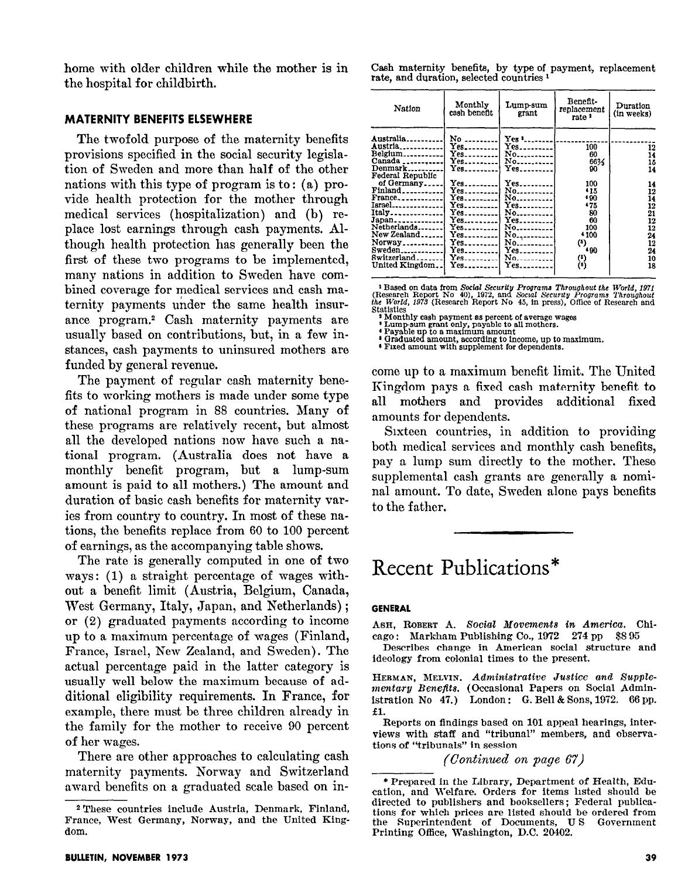home with older children while the mother is in the hospital for childbirth.

## MATERNITY BENEFITS ELSEWHERE

The twofold purpose of the maternity benefits provisions specified in the social security legislation of Sweden and more than half of the other nations with this type of program is to: (a) provide health protection for the mother through medical services (hospitalization) and (b) replace lost earnings through cash payments. Although health protection has generally been the first of these two programs to be implemented, many nations in addition to Sweden have combined coverage for medical services and cash maternity payments under the same health insurance program.[2] Cash maternity payments are usually based on contributions, but, in a few instances, cash payments to uninsured mothers are funded by general revenue.

The payment of regular cash maternity benefits to working mothers is made under some type of national program in 88 countries. Many of these programs are relatively recent, but almost all the developed nations now have such a national program. (Australia does not have a monthly benefit program, but a lump-sum amount is paid to all mothers.) The amount and duration of basic cash benefits for maternity varies from country to country. In most of these nations, the benefits replace from 60 to 100 percent of earnings, as the accompanying table shows.

The rate is generally computed in one of two ways: (1) a straight percentage of wages without a benefit limit (Austria, Belgium, Canada, West Germany, Italy, Japan, and Netherlands); or (2) graduated payments according to income up to a maximum percentage of wages (Finland, France, Israel, New Zealand, and Sweden). The actual percentage paid in the latter category is usually well below the maximum because of additional eligibility requirements. In France, for example, there must be three children already in the family for the mother to receive 90 percent of her wages.

There are other approaches to calculating cash maternity payments. Norway and Switzerland award benefits on a graduated scale based on income up to a maximum benefit limit. The United Kingdom pays a fixed cash maternity benefit to all mothers and provides additional fixed amounts for dependents.

Sixteen countries, in addition to providing both medical services and monthly cash benefits, pay a lump sum directly to the mother. These supplemental cash grants are generally a nominal amount. To date, Sweden alone pays benefits to the father.

[2] These countries include Austria, Denmark, Finland, France, West Germany, Norway, and the United Kingdom.

Cash maternity benefits, by type of payment, replacement rate, and duration, selected countries [1]

| Nation | Monthly cash benefit | Lump-sum grant | Benefit-replacement rate [2] | Duration (in weeks) |
|---|---|---|---|---|
| Australia | No | Yes [3] | | |
| Austria | Yes | Yes | 100 | 12 |
| Belgium | Yes | No | 60 | 14 |
| Canada | Yes | No | 66⅔ | 15 |
| Denmark | Yes | Yes | 90 | 14 |
| Federal Republic of Germany | Yes | Yes | 100 | 14 |
| Finland | Yes | No | [4] 15 | 12 |
| France | Yes | No | [4] 90 | 14 |
| Israel | Yes | Yes | [4] 75 | 12 |
| Italy | Yes | No | 80 | 21 |
| Japan | Yes | Yes | 60 | 12 |
| Netherlands | Yes | No | 100 | 12 |
| New Zealand | Yes | No | [4] 100 | 24 |
| Norway | Yes | No | [5] | 12 |
| Sweden | Yes | Yes | [4] 90 | 24 |
| Switzerland | Yes | No | [5] | 10 |
| United Kingdom | Yes | Yes | [6] | 18 |

[1] Based on data from *Social Security Programs Throughout the World, 1971* (Research Report No 40), 1972, and *Social Security Programs Throughout the World, 1973* (Research Report No 45, in press), Office of Research and Statistics

[2] Monthly cash payment as percent of average wages

[3] Lump-sum grant only, payable to all mothers.

[4] Payable up to a maximum amount

[5] Graduated amount, according to income, up to maximum.

[6] Fixed amount with supplement for dependents.

# Recent Publications*

### GENERAL

ASH, ROBERT A. *Social Movements in America.* Chicago: Markham Publishing Co., 1972 274 pp $8 95

Describes change in American social structure and ideology from colonial times to the present.

HERMAN, MELVIN. *Administrative Justice and Supplementary Benefits.* (Occasional Papers on Social Administration No 47.) London: G. Bell & Sons, 1972. 66 pp. £1.

Reports on findings based on 101 appeal hearings, interviews with staff and "tribunal" members, and observations of "tribunals" in session

*(Continued on page 67)*

\* Prepared in the Library, Department of Health, Education, and Welfare. Orders for items listed should be directed to publishers and booksellers; Federal publications for which prices are listed should be ordered from the Superintendent of Documents, U S Government Printing Office, Washington, D.C. 20402.